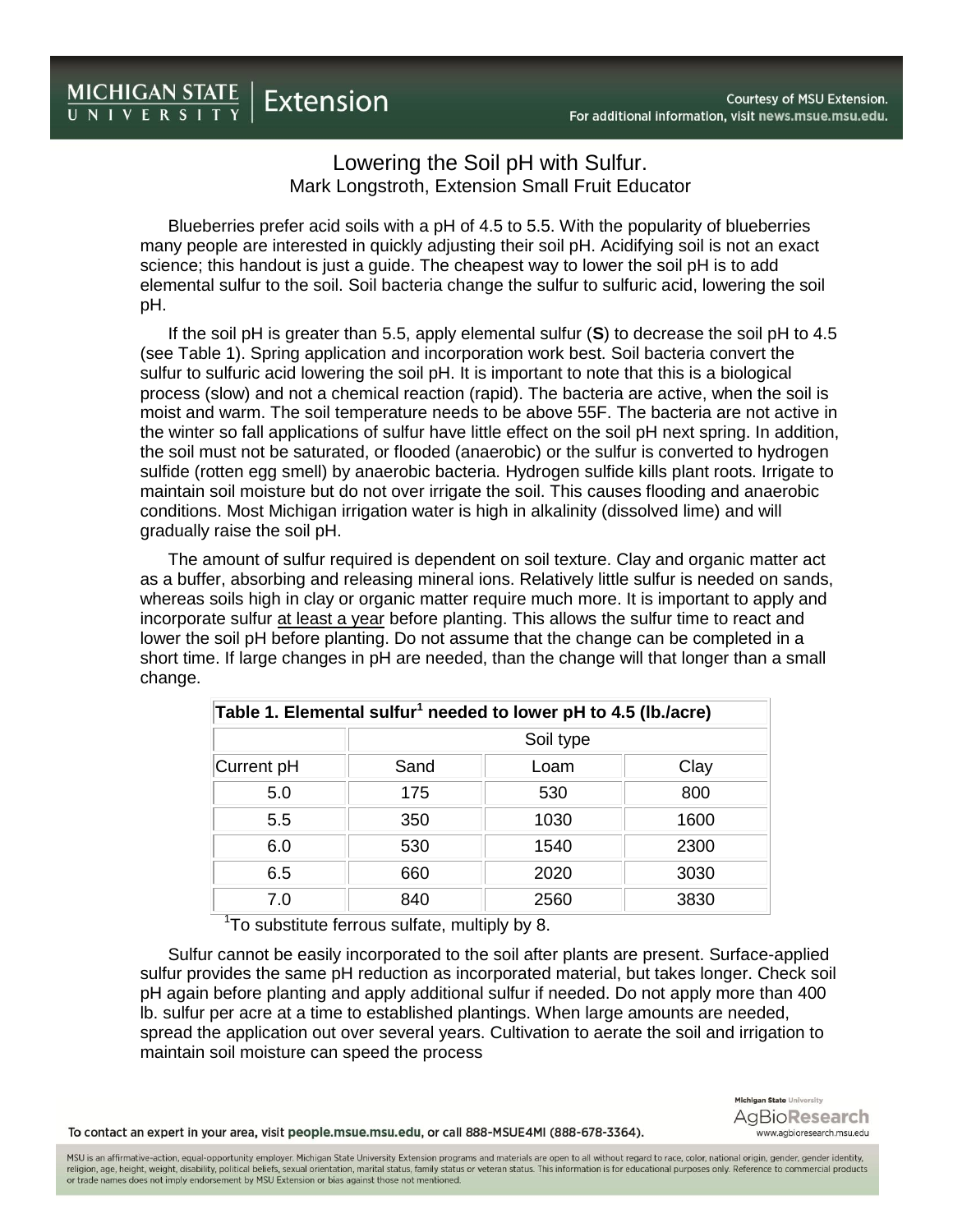# Lowering the Soil pH with Sulfur.

Mark Longstroth, Extension Small Fruit Educator

Blueberries prefer acid soils with a pH of 4.5 to 5.5. With the popularity of blueberries many people are interested in quickly adjusting their soil pH. Acidifying soil is not an exact science; this handout is just a guide. The cheapest way to lower the soil pH is to add elemental sulfur to the soil. Soil bacteria change the sulfur to sulfuric acid, lowering the soil pH.

If the soil pH is greater than 5.5, apply elemental sulfur (**S**) to decrease the soil pH to 4.5 (see Table 1). Spring application and incorporation work best. Soil bacteria convert the sulfur to sulfuric acid lowering the soil pH. It is important to note that this is a biological process (slow) and not a chemical reaction (rapid). The bacteria are active, when the soil is moist and warm. The soil temperature needs to be above 55F. The bacteria are not active in the winter so fall applications of sulfur have little effect on the soil pH next spring. In addition, the soil must not be saturated, or flooded (anaerobic) or the sulfur is converted to hydrogen sulfide (rotten egg smell) by anaerobic bacteria. Hydrogen sulfide kills plant roots. Irrigate to maintain soil moisture but do not over irrigate the soil. This causes flooding and anaerobic conditions. Most Michigan irrigation water is high in alkalinity (dissolved lime) and will gradually raise the soil pH.

The amount of sulfur required is dependent on soil texture. Clay and organic matter act as a buffer, absorbing and releasing mineral ions. Relatively little sulfur is needed on sands, whereas soils high in clay or organic matter require much more. It is important to apply and incorporate sulfur at least a year before planting. This allows the sulfur time to react and lower the soil pH before planting. Do not assume that the change can be completed in a short time. If large changes in pH are needed, than the change will that longer than a small change.

**Table 1. Elemental sulfur[1] needed to lower pH to 4.5 (lb./acre)**

| | Soil type | | |
|---|---|---|---|
| Current pH | Sand | Loam | Clay |
| 5.0 | 175 | 530 | 800 |
| 5.5 | 350 | 1030 | 1600 |
| 6.0 | 530 | 1540 | 2300 |
| 6.5 | 660 | 2020 | 3030 |
| 7.0 | 840 | 2560 | 3830 |

[1]To substitute ferrous sulfate, multiply by 8.

Sulfur cannot be easily incorporated to the soil after plants are present. Surface-applied sulfur provides the same pH reduction as incorporated material, but takes longer. Check soil pH again before planting and apply additional sulfur if needed. Do not apply more than 400 lb. sulfur per acre at a time to established plantings. When large amounts are needed, spread the application out over several years. Cultivation to aerate the soil and irrigation to maintain soil moisture can speed the process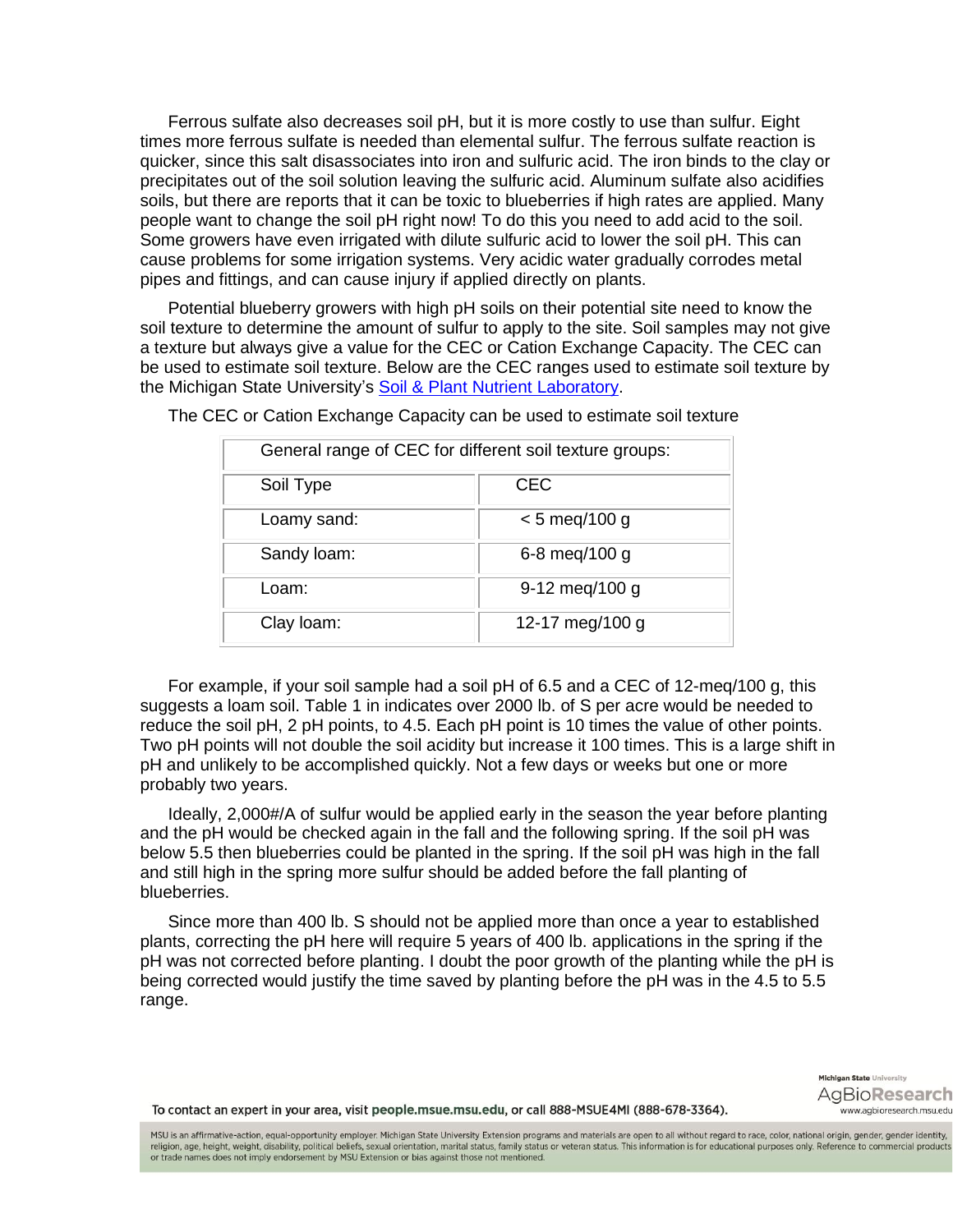Ferrous sulfate also decreases soil pH, but it is more costly to use than sulfur. Eight times more ferrous sulfate is needed than elemental sulfur. The ferrous sulfate reaction is quicker, since this salt disassociates into iron and sulfuric acid. The iron binds to the clay or precipitates out of the soil solution leaving the sulfuric acid. Aluminum sulfate also acidifies soils, but there are reports that it can be toxic to blueberries if high rates are applied. Many people want to change the soil pH right now! To do this you need to add acid to the soil. Some growers have even irrigated with dilute sulfuric acid to lower the soil pH. This can cause problems for some irrigation systems. Very acidic water gradually corrodes metal pipes and fittings, and can cause injury if applied directly on plants.

Potential blueberry growers with high pH soils on their potential site need to know the soil texture to determine the amount of sulfur to apply to the site. Soil samples may not give a texture but always give a value for the CEC or Cation Exchange Capacity. The CEC can be used to estimate soil texture. Below are the CEC ranges used to estimate soil texture by the Michigan State University's Soil & Plant Nutrient Laboratory.

The CEC or Cation Exchange Capacity can be used to estimate soil texture

| General range of CEC for different soil texture groups: | |
|---|---|
| Soil Type | CEC |
| Loamy sand: | < 5 meq/100 g |
| Sandy loam: | 6-8 meq/100 g |
| Loam: | 9-12 meq/100 g |
| Clay loam: | 12-17 meg/100 g |

For example, if your soil sample had a soil pH of 6.5 and a CEC of 12-meq/100 g, this suggests a loam soil. Table 1 in indicates over 2000 lb. of S per acre would be needed to reduce the soil pH, 2 pH points, to 4.5. Each pH point is 10 times the value of other points. Two pH points will not double the soil acidity but increase it 100 times. This is a large shift in pH and unlikely to be accomplished quickly. Not a few days or weeks but one or more probably two years.

Ideally, 2,000#/A of sulfur would be applied early in the season the year before planting and the pH would be checked again in the fall and the following spring. If the soil pH was below 5.5 then blueberries could be planted in the spring. If the soil pH was high in the fall and still high in the spring more sulfur should be added before the fall planting of blueberries.

Since more than 400 lb. S should not be applied more than once a year to established plants, correcting the pH here will require 5 years of 400 lb. applications in the spring if the pH was not corrected before planting. I doubt the poor growth of the planting while the pH is being corrected would justify the time saved by planting before the pH was in the 4.5 to 5.5 range.

To contact an expert in your area, visit people.msue.msu.edu, or call 888-MSUE4MI (888-678-3364).

MSU is an affirmative-action, equal-opportunity employer. Michigan State University Extension programs and materials are open to all without regard to race, color, national origin, gender, gender identity, religion, age, height, weight, disability, political beliefs, sexual orientation, marital status, family status or veteran status. This information is for educational purposes only. Reference to commercial products or trade names does not imply endorsement by MSU Extension or bias against those not mentioned.